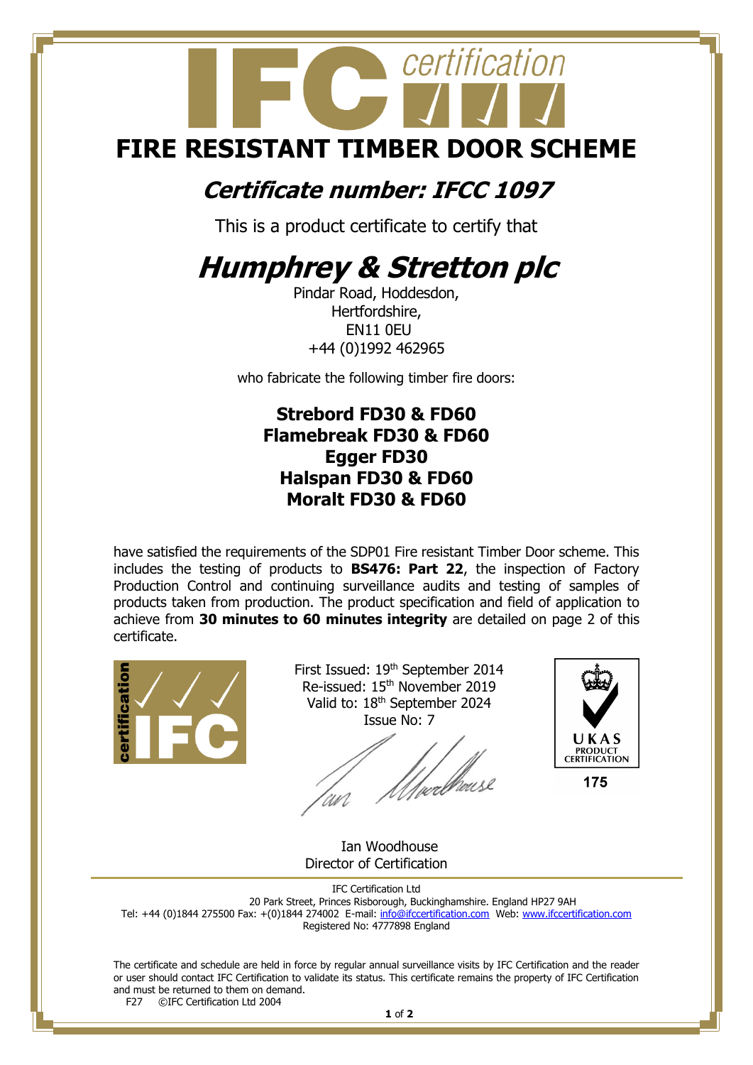# FIRE RESISTANT TIMBER DOOR SCHEME

## *Certificate number: IFCC 1097*

This is a product certificate to certify that

# *Humphrey & Stretton plc*

Pindar Road, Hoddesdon,
Hertfordshire,
EN11 0EU
+44 (0)1992 462965

who fabricate the following timber fire doors:

**Strebord FD30 & FD60**
**Flamebreak FD30 & FD60**
**Egger FD30**
**Halspan FD30 & FD60**
**Moralt FD30 & FD60**

have satisfied the requirements of the SDP01 Fire resistant Timber Door scheme. This includes the testing of products to **BS476: Part 22**, the inspection of Factory Production Control and continuing surveillance audits and testing of samples of products taken from production. The product specification and field of application to achieve from **30 minutes to 60 minutes integrity** are detailed on page 2 of this certificate.

First Issued: 19th September 2014
Re-issued: 15th November 2019
Valid to: 18th September 2024
Issue No: 7

UKAS PRODUCT CERTIFICATION 175

Ian Woodhouse
Director of Certification

IFC Certification Ltd
20 Park Street, Princes Risborough, Buckinghamshire. England HP27 9AH
Tel: +44 (0)1844 275500 Fax: +(0)1844 274002 E-mail: info@ifccertification.com Web: www.ifccertification.com
Registered No: 4777898 England

The certificate and schedule are held in force by regular annual surveillance visits by IFC Certification and the reader or user should contact IFC Certification to validate its status. This certificate remains the property of IFC Certification and must be returned to them on demand.

F27 ©IFC Certification Ltd 2004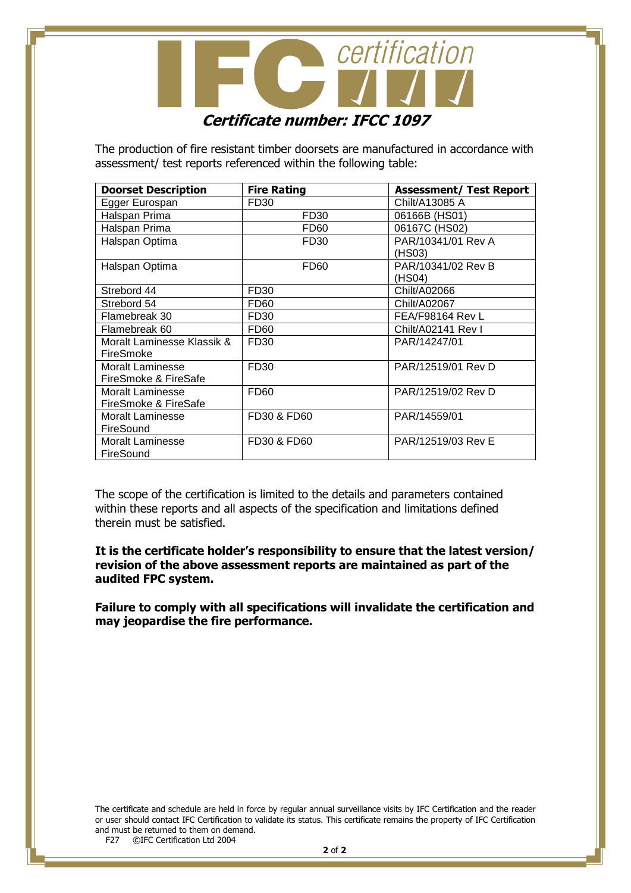**Certificate number: IFCC 1097**

The production of fire resistant timber doorsets are manufactured in accordance with assessment/ test reports referenced within the following table:

| Doorset Description | Fire Rating | Assessment/ Test Report |
|---|---|---|
| Egger Eurospan | FD30 | Chilt/A13085 A |
| Halspan Prima | FD30 | 06166B (HS01) |
| Halspan Prima | FD60 | 06167C (HS02) |
| Halspan Optima | FD30 | PAR/10341/01 Rev A (HS03) |
| Halspan Optima | FD60 | PAR/10341/02 Rev B (HS04) |
| Strebord 44 | FD30 | Chilt/A02066 |
| Strebord 54 | FD60 | Chilt/A02067 |
| Flamebreak 30 | FD30 | FEA/F98164 Rev L |
| Flamebreak 60 | FD60 | Chilt/A02141 Rev I |
| Moralt Laminesse Klassik & FireSmoke | FD30 | PAR/14247/01 |
| Moralt Laminesse FireSmoke & FireSafe | FD30 | PAR/12519/01 Rev D |
| Moralt Laminesse FireSmoke & FireSafe | FD60 | PAR/12519/02 Rev D |
| Moralt Laminesse FireSound | FD30 & FD60 | PAR/14559/01 |
| Moralt Laminesse FireSound | FD30 & FD60 | PAR/12519/03 Rev E |

The scope of the certification is limited to the details and parameters contained within these reports and all aspects of the specification and limitations defined therein must be satisfied.

**It is the certificate holder's responsibility to ensure that the latest version/ revision of the above assessment reports are maintained as part of the audited FPC system.**

**Failure to comply with all specifications will invalidate the certification and may jeopardise the fire performance.**

The certificate and schedule are held in force by regular annual surveillance visits by IFC Certification and the reader or user should contact IFC Certification to validate its status. This certificate remains the property of IFC Certification and must be returned to them on demand.

F27 ©IFC Certification Ltd 2004